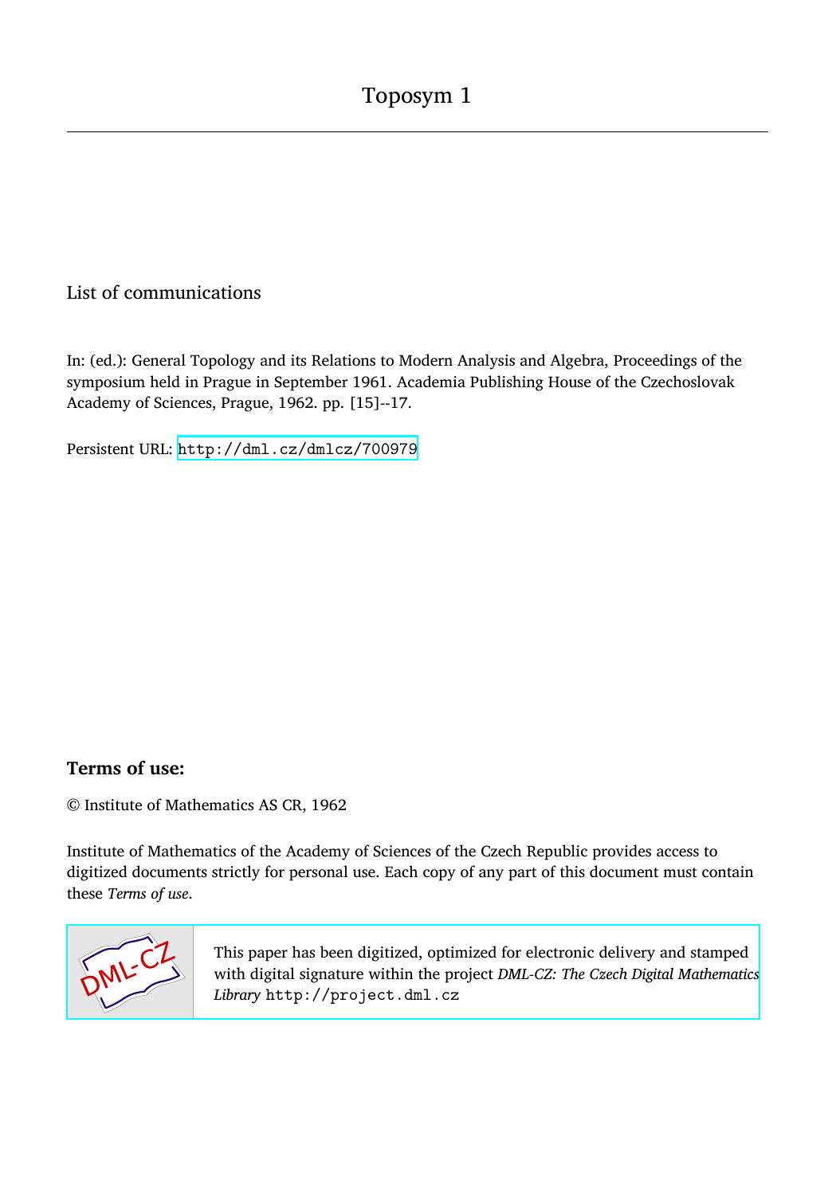# Toposym 1

List of communications

In: (ed.): General Topology and its Relations to Modern Analysis and Algebra, Proceedings of the symposium held in Prague in September 1961. Academia Publishing House of the Czechoslovak Academy of Sciences, Prague, 1962. pp. [15]--17.

Persistent URL: http://dml.cz/dmlcz/700979

## Terms of use:

© Institute of Mathematics AS CR, 1962

Institute of Mathematics of the Academy of Sciences of the Czech Republic provides access to digitized documents strictly for personal use. Each copy of any part of this document must contain these *Terms of use*.

This paper has been digitized, optimized for electronic delivery and stamped with digital signature within the project *DML-CZ: The Czech Digital Mathematics Library* http://project.dml.cz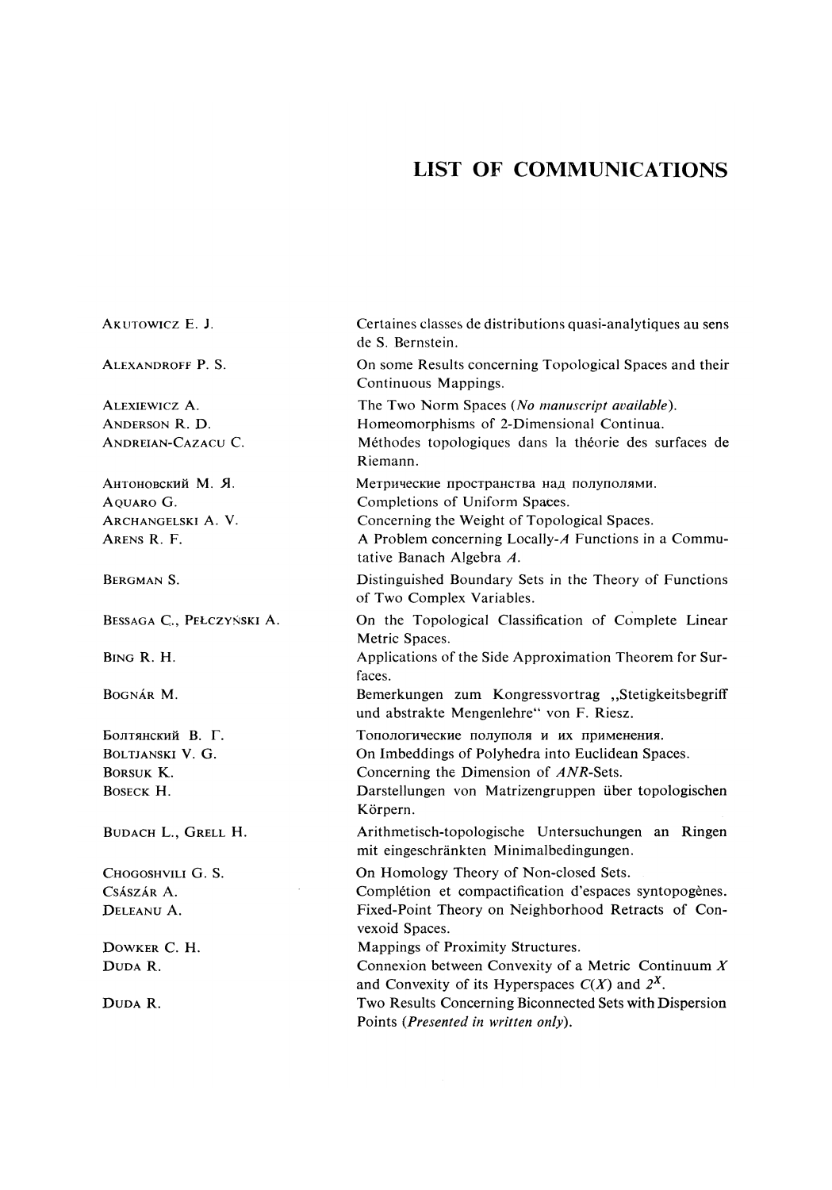# LIST OF COMMUNICATIONS

| | |
|---|---|
| AKUTOWICZ E. J. | Certaines classes de distributions quasi-analytiques au sens de S. Bernstein. |
| ALEXANDROFF P. S. | On some Results concerning Topological Spaces and their Continuous Mappings. |
| ALEXIEWICZ A. | The Two Norm Spaces (*No manuscript available*). |
| ANDERSON R. D. | Homeomorphisms of 2-Dimensional Continua. |
| ANDREIAN-CAZACU C. | Méthodes topologiques dans la théorie des surfaces de Riemann. |
| АНТОНОВСКИЙ М. Я. | Метрические пространства над полуполями. |
| AQUARO G. | Completions of Uniform Spaces. |
| ARCHANGELSKI A. V. | Concerning the Weight of Topological Spaces. |
| ARENS R. F. | A Problem concerning Locally-$A$ Functions in a Commutative Banach Algebra $A$. |
| BERGMAN S. | Distinguished Boundary Sets in the Theory of Functions of Two Complex Variables. |
| BESSAGA C., PEŁCZYŃSKI A. | On the Topological Classification of Complete Linear Metric Spaces. |
| BING R. H. | Applications of the Side Approximation Theorem for Surfaces. |
| BOGNÁR M. | Bemerkungen zum Kongressvortrag „Stetigkeitsbegriff und abstrakte Mengenlehre" von F. Riesz. |
| БОЛТЯНСКИЙ В. Г. | Топологические полуполя и их применения. |
| BOLTJANSKI V. G. | On Imbeddings of Polyhedra into Euclidean Spaces. |
| BORSUK K. | Concerning the Dimension of $ANR$-Sets. |
| BOSECK H. | Darstellungen von Matrizengruppen über topologischen Körpern. |
| BUDACH L., GRELL H. | Arithmetisch-topologische Untersuchungen an Ringen mit eingeschränkten Minimalbedingungen. |
| CHOGOSHVILI G. S. | On Homology Theory of Non-closed Sets. |
| CSÁSZÁR A. | Complétion et compactification d'espaces syntopogènes. |
| DELEANU A. | Fixed-Point Theory on Neighborhood Retracts of Convexoid Spaces. |
| DOWKER C. H. | Mappings of Proximity Structures. |
| DUDA R. | Connexion between Convexity of a Metric Continuum $X$ and Convexity of its Hyperspaces $C(X)$ and $2^X$. |
| DUDA R. | Two Results Concerning Biconnected Sets with Dispersion Points (*Presented in written only*). |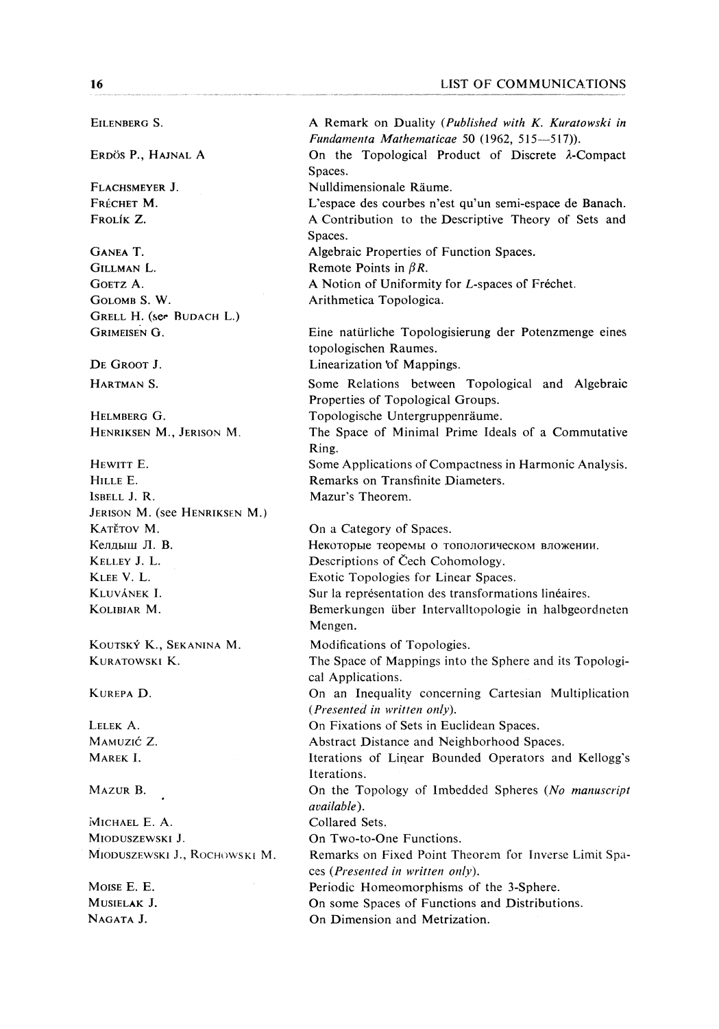| | |
|---|---|
| Eilenberg S. | A Remark on Duality (*Published with K. Kuratowski in Fundamenta Mathematicae* 50 (1962, 515—517)). |
| Erdös P., Hajnal A | On the Topological Product of Discrete $\lambda$-Compact Spaces. |
| Flachsmeyer J. | Nulldimensionale Räume. |
| Fréchet M. | L'espace des courbes n'est qu'un semi-espace de Banach. |
| Frolík Z. | A Contribution to the Descriptive Theory of Sets and Spaces. |
| Ganea T. | Algebraic Properties of Function Spaces. |
| Gillman L. | Remote Points in $\beta R$. |
| Goetz A. | A Notion of Uniformity for $L$-spaces of Fréchet. |
| Golomb S. W. | Arithmetica Topologica. |
| Grell H. (see Budach L.) | |
| Grimeisen G. | Eine natürliche Topologisierung der Potenzmenge eines topologischen Raumes. |
| De Groot J. | Linearization of Mappings. |
| Hartman S. | Some Relations between Topological and Algebraic Properties of Topological Groups. |
| Helmberg G. | Topologische Untergruppenräume. |
| Henriksen M., Jerison M. | The Space of Minimal Prime Ideals of a Commutative Ring. |
| Hewitt E. | Some Applications of Compactness in Harmonic Analysis. |
| Hille E. | Remarks on Transfinite Diameters. |
| Isbell J. R. | Mazur's Theorem. |
| Jerison M. (see Henriksen M.) | |
| Katětov M. | On a Category of Spaces. |
| Келдыш Л. В. | Некоторые теоремы о топологическом вложении. |
| Kelley J. L. | Descriptions of Čech Cohomology. |
| Klee V. L. | Exotic Topologies for Linear Spaces. |
| Kluvánek I. | Sur la représentation des transformations linéaires. |
| Kolibiar M. | Bemerkungen über Intervalltopologie in halbgeordneten Mengen. |
| Koutský K., Sekanina M. | Modifications of Topologies. |
| Kuratowski K. | The Space of Mappings into the Sphere and its Topological Applications. |
| Kurepa D. | On an Inequality concerning Cartesian Multiplication (*Presented in written only*). |
| Lelek A. | On Fixations of Sets in Euclidean Spaces. |
| Mamuzić Z. | Abstract Distance and Neighborhood Spaces. |
| Marek I. | Iterations of Linear Bounded Operators and Kellogg's Iterations. |
| Mazur B. | On the Topology of Imbedded Spheres (*No manuscript available*). |
| Michael E. A. | Collared Sets. |
| Mioduszewski J. | On Two-to-One Functions. |
| Mioduszewski J., Rochowski M. | Remarks on Fixed Point Theorem for Inverse Limit Spaces (*Presented in written only*). |
| Moise E. E. | Periodic Homeomorphisms of the 3-Sphere. |
| Musielak J. | On some Spaces of Functions and Distributions. |
| Nagata J. | On Dimension and Metrization. |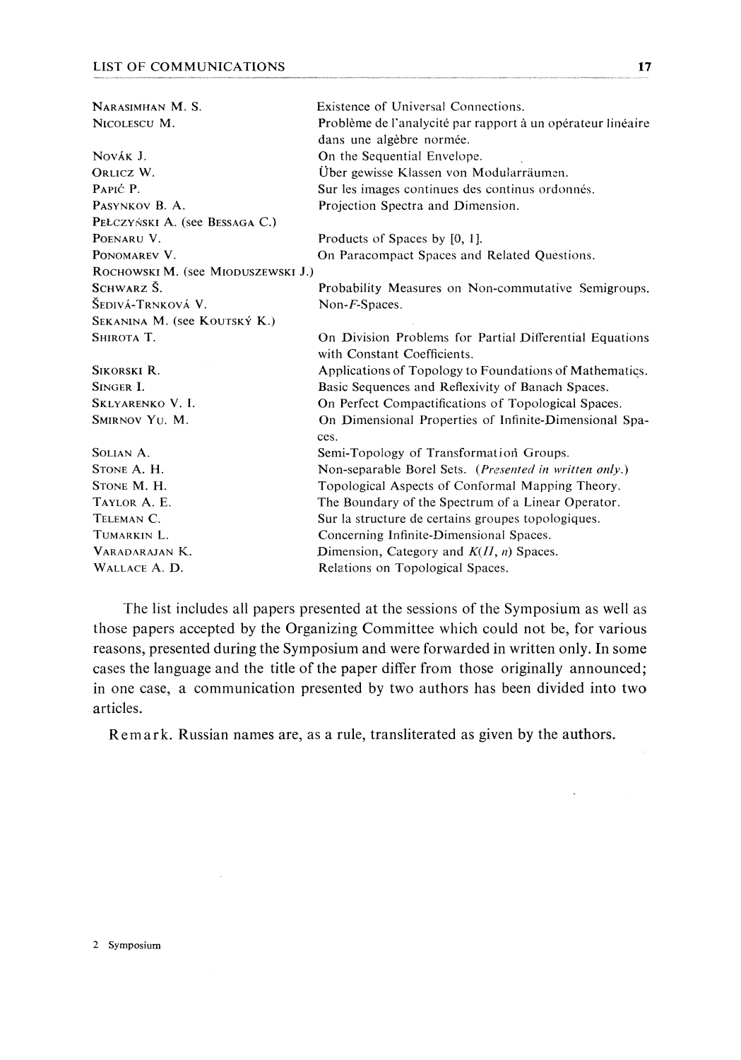| | |
|---|---|
| Narasimhan M. S. | Existence of Universal Connections. |
| Nicolescu M. | Problème de l'analycité par rapport à un opérateur linéaire dans une algèbre normée. |
| Novák J. | On the Sequential Envelope. |
| Orlicz W. | Über gewisse Klassen von Modularräumen. |
| Papić P. | Sur les images continues des continus ordonnés. |
| Pasynkov B. A. | Projection Spectra and Dimension. |
| Pełczyński A. (see Bessaga C.) | |
| Poenaru V. | Products of Spaces by [0, 1]. |
| Ponomarev V. | On Paracompact Spaces and Related Questions. |
| Rochowski M. (see Mioduszewski J.) | |
| Schwarz Š. | Probability Measures on Non-commutative Semigroups. |
| Šedivá-Trnková V. | Non-$F$-Spaces. |
| Sekanina M. (see Koutský K.) | |
| Shirota T. | On Division Problems for Partial Differential Equations with Constant Coefficients. |
| Sikorski R. | Applications of Topology to Foundations of Mathematics. |
| Singer I. | Basic Sequences and Reflexivity of Banach Spaces. |
| Sklyarenko V. I. | On Perfect Compactifications of Topological Spaces. |
| Smirnov Yu. M. | On Dimensional Properties of Infinite-Dimensional Spaces. |
| Solian A. | Semi-Topology of Transformation Groups. |
| Stone A. H. | Non-separable Borel Sets. *(Presented in written only.)* |
| Stone M. H. | Topological Aspects of Conformal Mapping Theory. |
| Taylor A. E. | The Boundary of the Spectrum of a Linear Operator. |
| Teleman C. | Sur la structure de certains groupes topologiques. |
| Tumarkin L. | Concerning Infinite-Dimensional Spaces. |
| Varadarajan K. | Dimension, Category and $K(\Pi, n)$ Spaces. |
| Wallace A. D. | Relations on Topological Spaces. |

The list includes all papers presented at the sessions of the Symposium as well as those papers accepted by the Organizing Committee which could not be, for various reasons, presented during the Symposium and were forwarded in written only. In some cases the language and the title of the paper differ from those originally announced; in one case, a communication presented by two authors has been divided into two articles.

Remark. Russian names are, as a rule, transliterated as given by the authors.